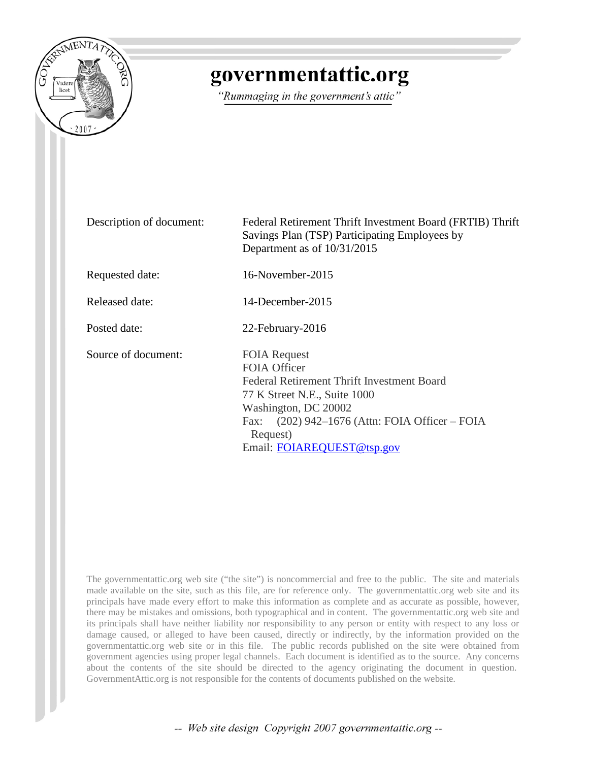# governmentattic.org

*"Rummaging in the government's attic"*

| | |
|---|---|
| Description of document: | Federal Retirement Thrift Investment Board (FRTIB) Thrift Savings Plan (TSP) Participating Employees by Department as of 10/31/2015 |
| Requested date: | 16-November-2015 |
| Released date: | 14-December-2015 |
| Posted date: | 22-February-2016 |
| Source of document: | FOIA Request<br>FOIA Officer<br>Federal Retirement Thrift Investment Board<br>77 K Street N.E., Suite 1000<br>Washington, DC 20002<br>Fax: (202) 942–1676 (Attn: FOIA Officer – FOIA Request)<br>Email: FOIAREQUEST@tsp.gov |

The governmentattic.org web site ("the site") is noncommercial and free to the public. The site and materials made available on the site, such as this file, are for reference only. The governmentattic.org web site and its principals have made every effort to make this information as complete and as accurate as possible, however, there may be mistakes and omissions, both typographical and in content. The governmentattic.org web site and its principals shall have neither liability nor responsibility to any person or entity with respect to any loss or damage caused, or alleged to have been caused, directly or indirectly, by the information provided on the governmentattic.org web site or in this file. The public records published on the site were obtained from government agencies using proper legal channels. Each document is identified as to the source. Any concerns about the contents of the site should be directed to the agency originating the document in question. GovernmentAttic.org is not responsible for the contents of documents published on the website.

*-- Web site design Copyright 2007 governmentattic.org --*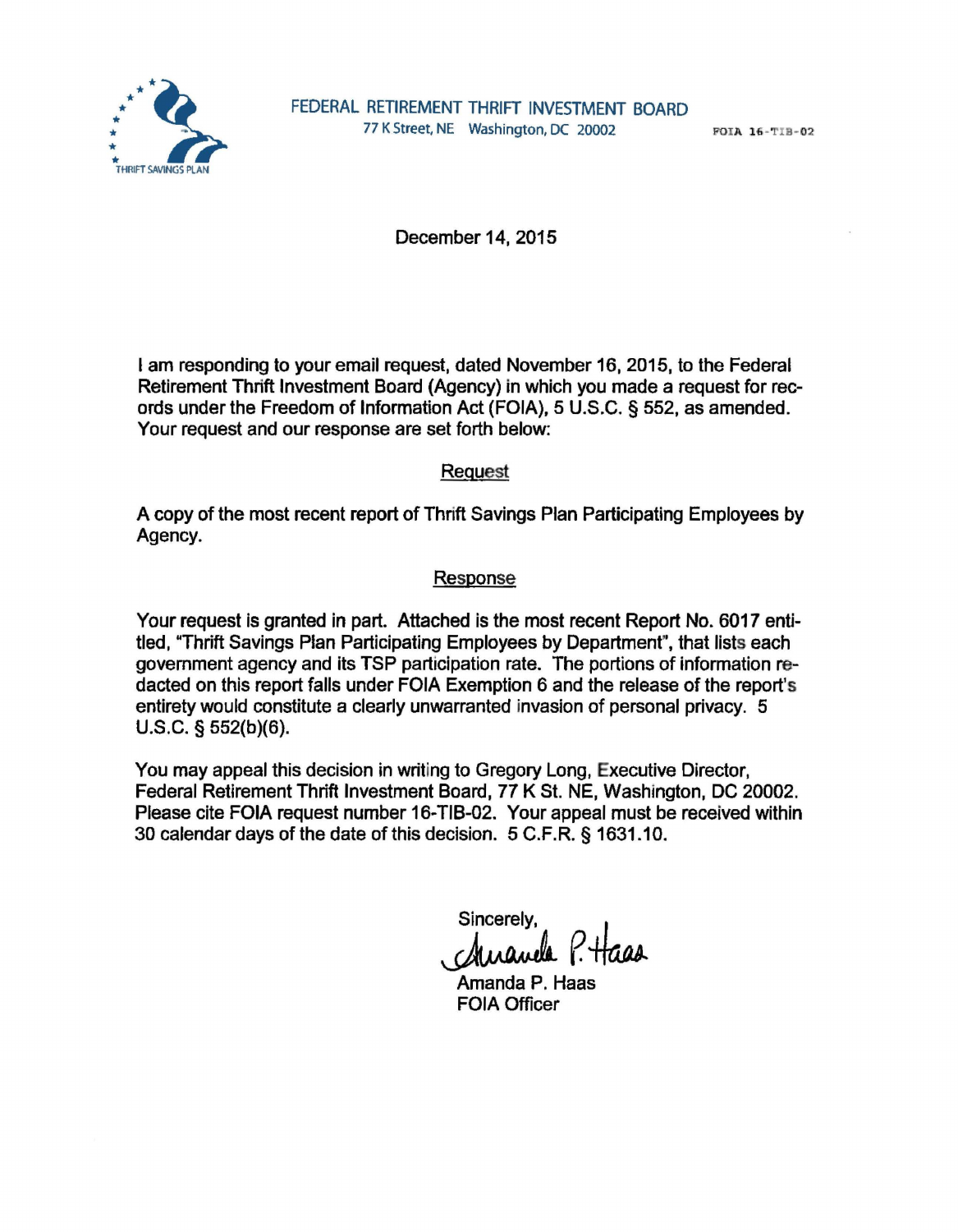FEDERAL RETIREMENT THRIFT INVESTMENT BOARD
77 K Street, NE Washington, DC 20002

THRIFT SAVINGS PLAN

FOIA 16-TIB-02

December 14, 2015

I am responding to your email request, dated November 16, 2015, to the Federal Retirement Thrift Investment Board (Agency) in which you made a request for records under the Freedom of Information Act (FOIA), 5 U.S.C. § 552, as amended. Your request and our response are set forth below:

<u>Request</u>

A copy of the most recent report of Thrift Savings Plan Participating Employees by Agency.

<u>Response</u>

Your request is granted in part. Attached is the most recent Report No. 6017 entitled, "Thrift Savings Plan Participating Employees by Department", that lists each government agency and its TSP participation rate. The portions of information redacted on this report falls under FOIA Exemption 6 and the release of the report's entirety would constitute a clearly unwarranted invasion of personal privacy. 5 U.S.C. § 552(b)(6).

You may appeal this decision in writing to Gregory Long, Executive Director, Federal Retirement Thrift Investment Board, 77 K St. NE, Washington, DC 20002. Please cite FOIA request number 16-TIB-02. Your appeal must be received within 30 calendar days of the date of this decision. 5 C.F.R. § 1631.10.

Sincerely,

Amanda P. Haas
FOIA Officer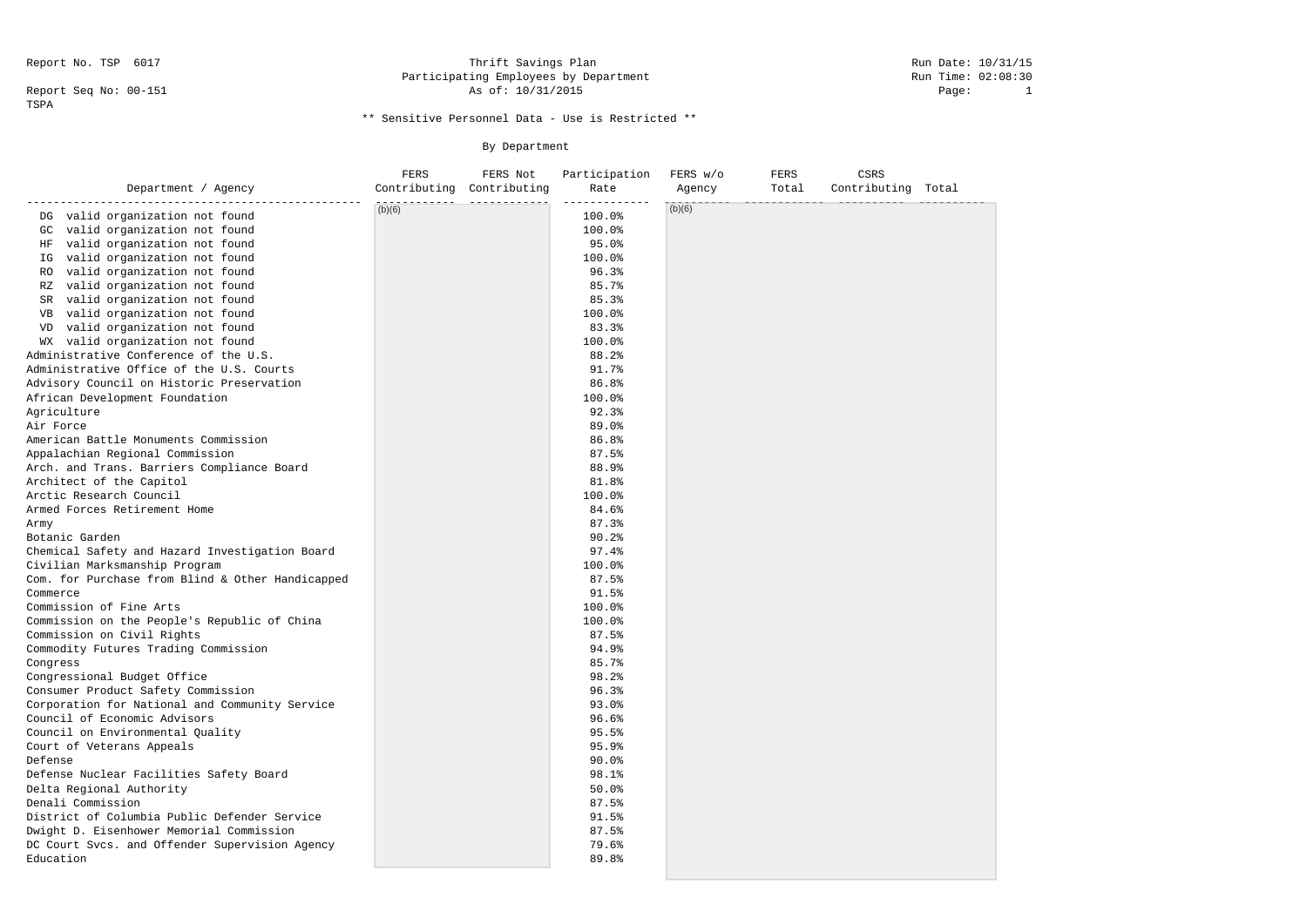Report No. TSP 6017

Report Seq No: 00-151

TSPA

Thrift Savings Plan

Participating Employees by Department

As of: 10/31/2015

Run Date: 10/31/15

Run Time: 02:08:30

** Sensitive Personnel Data - Use is Restricted **

By Department

| Department / Agency | FERS Contributing | FERS Not Contributing | Participation Rate | FERS w/o Agency | FERS Total | CSRS Contributing | Total |
|---|---|---|---|---|---|---|---|
| DG valid organization not found | (b)(6) | | 100.0% | (b)(6) | | | |
| GC valid organization not found | | | 100.0% | | | | |
| HF valid organization not found | | | 95.0% | | | | |
| IG valid organization not found | | | 100.0% | | | | |
| RO valid organization not found | | | 96.3% | | | | |
| RZ valid organization not found | | | 85.7% | | | | |
| SR valid organization not found | | | 85.3% | | | | |
| VB valid organization not found | | | 100.0% | | | | |
| VD valid organization not found | | | 83.3% | | | | |
| WX valid organization not found | | | 100.0% | | | | |
| Administrative Conference of the U.S. | | | 88.2% | | | | |
| Administrative Office of the U.S. Courts | | | 91.7% | | | | |
| Advisory Council on Historic Preservation | | | 86.8% | | | | |
| African Development Foundation | | | 100.0% | | | | |
| Agriculture | | | 92.3% | | | | |
| Air Force | | | 89.0% | | | | |
| American Battle Monuments Commission | | | 86.8% | | | | |
| Appalachian Regional Commission | | | 87.5% | | | | |
| Arch. and Trans. Barriers Compliance Board | | | 88.9% | | | | |
| Architect of the Capitol | | | 81.8% | | | | |
| Arctic Research Council | | | 100.0% | | | | |
| Armed Forces Retirement Home | | | 84.6% | | | | |
| Army | | | 87.3% | | | | |
| Botanic Garden | | | 90.2% | | | | |
| Chemical Safety and Hazard Investigation Board | | | 97.4% | | | | |
| Civilian Marksmanship Program | | | 100.0% | | | | |
| Com. for Purchase from Blind & Other Handicapped | | | 87.5% | | | | |
| Commerce | | | 91.5% | | | | |
| Commission of Fine Arts | | | 100.0% | | | | |
| Commission on the People's Republic of China | | | 100.0% | | | | |
| Commission on Civil Rights | | | 87.5% | | | | |
| Commodity Futures Trading Commission | | | 94.9% | | | | |
| Congress | | | 85.7% | | | | |
| Congressional Budget Office | | | 98.2% | | | | |
| Consumer Product Safety Commission | | | 96.3% | | | | |
| Corporation for National and Community Service | | | 93.0% | | | | |
| Council of Economic Advisors | | | 96.6% | | | | |
| Council on Environmental Quality | | | 95.5% | | | | |
| Court of Veterans Appeals | | | 95.9% | | | | |
| Defense | | | 90.0% | | | | |
| Defense Nuclear Facilities Safety Board | | | 98.1% | | | | |
| Delta Regional Authority | | | 50.0% | | | | |
| Denali Commission | | | 87.5% | | | | |
| District of Columbia Public Defender Service | | | 91.5% | | | | |
| Dwight D. Eisenhower Memorial Commission | | | 87.5% | | | | |
| DC Court Svcs. and Offender Supervision Agency | | | 79.6% | | | | |
| Education | | | 89.8% | | | | |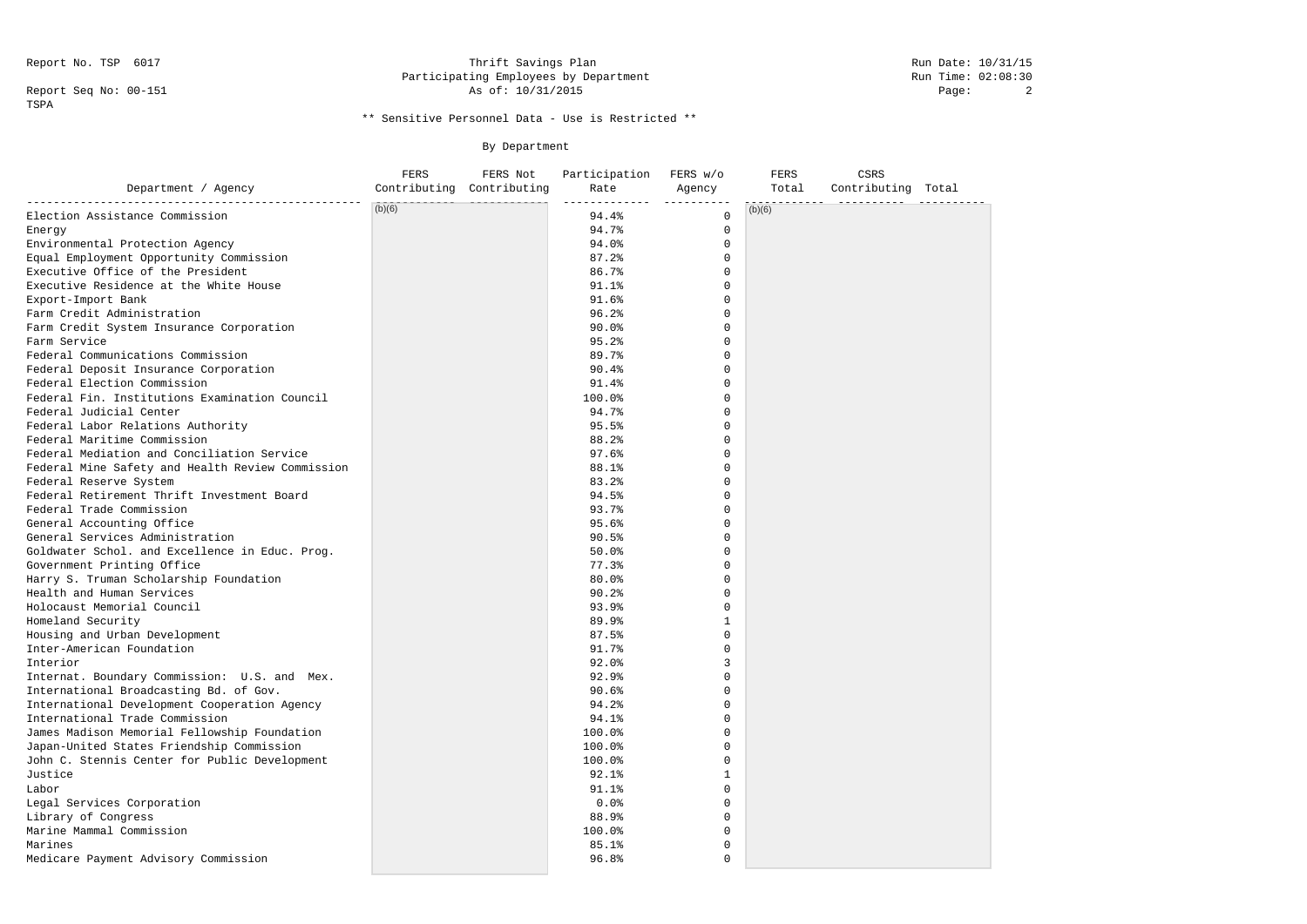Report No. TSP 6017

Report Seq No: 00-151

TSPA

Thrift Savings Plan
Participating Employees by Department
As of: 10/31/2015

Run Date: 10/31/15
Run Time: 02:08:30

** Sensitive Personnel Data - Use is Restricted **

By Department

| Department / Agency | FERS Contributing | FERS Not Contributing | Participation Rate | FERS w/o Agency | FERS Total | CSRS Contributing | Total |
|---|---|---|---|---|---|---|---|
| Election Assistance Commission | (b)(6) | | 94.4% | 0 | (b)(6) | | |
| Energy | | | 94.7% | 0 | | | |
| Environmental Protection Agency | | | 94.0% | 0 | | | |
| Equal Employment Opportunity Commission | | | 87.2% | 0 | | | |
| Executive Office of the President | | | 86.7% | 0 | | | |
| Executive Residence at the White House | | | 91.1% | 0 | | | |
| Export-Import Bank | | | 91.6% | 0 | | | |
| Farm Credit Administration | | | 96.2% | 0 | | | |
| Farm Credit System Insurance Corporation | | | 90.0% | 0 | | | |
| Farm Service | | | 95.2% | 0 | | | |
| Federal Communications Commission | | | 89.7% | 0 | | | |
| Federal Deposit Insurance Corporation | | | 90.4% | 0 | | | |
| Federal Election Commission | | | 91.4% | 0 | | | |
| Federal Fin. Institutions Examination Council | | | 100.0% | 0 | | | |
| Federal Judicial Center | | | 94.7% | 0 | | | |
| Federal Labor Relations Authority | | | 95.5% | 0 | | | |
| Federal Maritime Commission | | | 88.2% | 0 | | | |
| Federal Mediation and Conciliation Service | | | 97.6% | 0 | | | |
| Federal Mine Safety and Health Review Commission | | | 88.1% | 0 | | | |
| Federal Reserve System | | | 83.2% | 0 | | | |
| Federal Retirement Thrift Investment Board | | | 94.5% | 0 | | | |
| Federal Trade Commission | | | 93.7% | 0 | | | |
| General Accounting Office | | | 95.6% | 0 | | | |
| General Services Administration | | | 90.5% | 0 | | | |
| Goldwater Schol. and Excellence in Educ. Prog. | | | 50.0% | 0 | | | |
| Government Printing Office | | | 77.3% | 0 | | | |
| Harry S. Truman Scholarship Foundation | | | 80.0% | 0 | | | |
| Health and Human Services | | | 90.2% | 0 | | | |
| Holocaust Memorial Council | | | 93.9% | 0 | | | |
| Homeland Security | | | 89.9% | 1 | | | |
| Housing and Urban Development | | | 87.5% | 0 | | | |
| Inter-American Foundation | | | 91.7% | 0 | | | |
| Interior | | | 92.0% | 3 | | | |
| Internat. Boundary Commission: U.S. and Mex. | | | 92.9% | 0 | | | |
| International Broadcasting Bd. of Gov. | | | 90.6% | 0 | | | |
| International Development Cooperation Agency | | | 94.2% | 0 | | | |
| International Trade Commission | | | 94.1% | 0 | | | |
| James Madison Memorial Fellowship Foundation | | | 100.0% | 0 | | | |
| Japan-United States Friendship Commission | | | 100.0% | 0 | | | |
| John C. Stennis Center for Public Development | | | 100.0% | 0 | | | |
| Justice | | | 92.1% | 1 | | | |
| Labor | | | 91.1% | 0 | | | |
| Legal Services Corporation | | | 0.0% | 0 | | | |
| Library of Congress | | | 88.9% | 0 | | | |
| Marine Mammal Commission | | | 100.0% | 0 | | | |
| Marines | | | 85.1% | 0 | | | |
| Medicare Payment Advisory Commission | | | 96.8% | 0 | | | |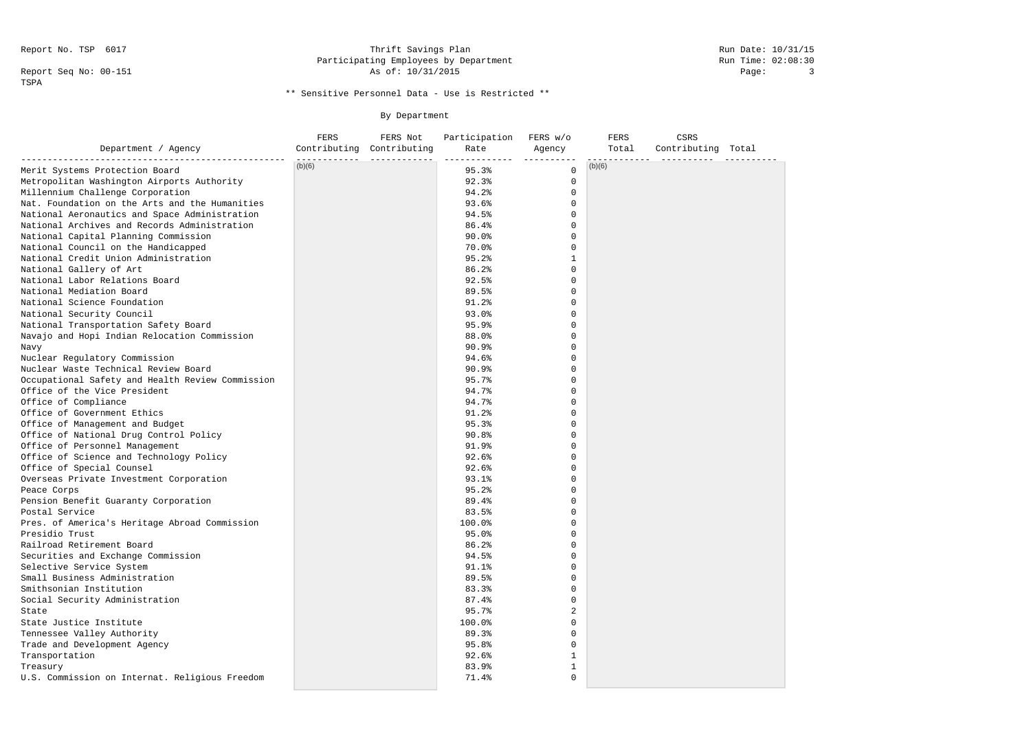Report No. TSP 6017

Report Seq No: 00-151

TSPA

Thrift Savings Plan
Participating Employees by Department
As of: 10/31/2015

Run Date: 10/31/15
Run Time: 02:08:30

** Sensitive Personnel Data - Use is Restricted **

By Department

| Department / Agency | FERS Contributing | FERS Not Contributing | Participation Rate | FERS w/o Agency | FERS Total | CSRS Contributing | Total |
|---|---|---|---|---|---|---|---|
| Merit Systems Protection Board | (b)(6) | | 95.3% | 0 | (b)(6) | | |
| Metropolitan Washington Airports Authority | | | 92.3% | 0 | | | |
| Millennium Challenge Corporation | | | 94.2% | 0 | | | |
| Nat. Foundation on the Arts and the Humanities | | | 93.6% | 0 | | | |
| National Aeronautics and Space Administration | | | 94.5% | 0 | | | |
| National Archives and Records Administration | | | 86.4% | 0 | | | |
| National Capital Planning Commission | | | 90.0% | 0 | | | |
| National Council on the Handicapped | | | 70.0% | 0 | | | |
| National Credit Union Administration | | | 95.2% | 1 | | | |
| National Gallery of Art | | | 86.2% | 0 | | | |
| National Labor Relations Board | | | 92.5% | 0 | | | |
| National Mediation Board | | | 89.5% | 0 | | | |
| National Science Foundation | | | 91.2% | 0 | | | |
| National Security Council | | | 93.0% | 0 | | | |
| National Transportation Safety Board | | | 95.9% | 0 | | | |
| Navajo and Hopi Indian Relocation Commission | | | 88.0% | 0 | | | |
| Navy | | | 90.9% | 0 | | | |
| Nuclear Regulatory Commission | | | 94.6% | 0 | | | |
| Nuclear Waste Technical Review Board | | | 90.9% | 0 | | | |
| Occupational Safety and Health Review Commission | | | 95.7% | 0 | | | |
| Office of the Vice President | | | 94.7% | 0 | | | |
| Office of Compliance | | | 94.7% | 0 | | | |
| Office of Government Ethics | | | 91.2% | 0 | | | |
| Office of Management and Budget | | | 95.3% | 0 | | | |
| Office of National Drug Control Policy | | | 90.8% | 0 | | | |
| Office of Personnel Management | | | 91.9% | 0 | | | |
| Office of Science and Technology Policy | | | 92.6% | 0 | | | |
| Office of Special Counsel | | | 92.6% | 0 | | | |
| Overseas Private Investment Corporation | | | 93.1% | 0 | | | |
| Peace Corps | | | 95.2% | 0 | | | |
| Pension Benefit Guaranty Corporation | | | 89.4% | 0 | | | |
| Postal Service | | | 83.5% | 0 | | | |
| Pres. of America's Heritage Abroad Commission | | | 100.0% | 0 | | | |
| Presidio Trust | | | 95.0% | 0 | | | |
| Railroad Retirement Board | | | 86.2% | 0 | | | |
| Securities and Exchange Commission | | | 94.5% | 0 | | | |
| Selective Service System | | | 91.1% | 0 | | | |
| Small Business Administration | | | 89.5% | 0 | | | |
| Smithsonian Institution | | | 83.3% | 0 | | | |
| Social Security Administration | | | 87.4% | 0 | | | |
| State | | | 95.7% | 2 | | | |
| State Justice Institute | | | 100.0% | 0 | | | |
| Tennessee Valley Authority | | | 89.3% | 0 | | | |
| Trade and Development Agency | | | 95.8% | 0 | | | |
| Transportation | | | 92.6% | 1 | | | |
| Treasury | | | 83.9% | 1 | | | |
| U.S. Commission on Internat. Religious Freedom | | | 71.4% | 0 | | | |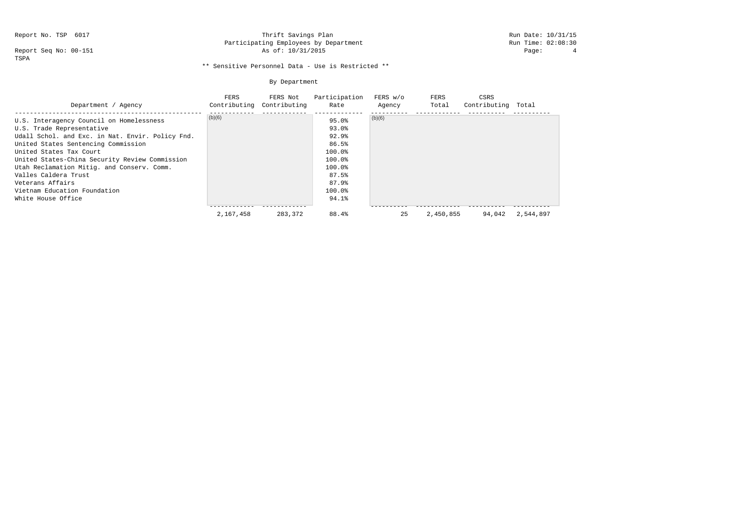Report No. TSP 6017

Report Seq No: 00-151

TSPA

Thrift Savings Plan
Participating Employees by Department
As of: 10/31/2015

Run Date: 10/31/15
Run Time: 02:08:30

** Sensitive Personnel Data - Use is Restricted **

By Department

| Department / Agency | FERS Contributing | FERS Not Contributing | Participation Rate | FERS w/o Agency | FERS Total | CSRS Contributing | Total |
|---|---|---|---|---|---|---|---|
| U.S. Interagency Council on Homelessness | (b)(6) | | 95.0% | (b)(6) | | | |
| U.S. Trade Representative | | | 93.0% | | | | |
| Udall Schol. and Exc. in Nat. Envir. Policy Fnd. | | | 92.9% | | | | |
| United States Sentencing Commission | | | 86.5% | | | | |
| United States Tax Court | | | 100.0% | | | | |
| United States-China Security Review Commission | | | 100.0% | | | | |
| Utah Reclamation Mitig. and Conserv. Comm. | | | 100.0% | | | | |
| Valles Caldera Trust | | | 87.5% | | | | |
| Veterans Affairs | | | 87.9% | | | | |
| Vietnam Education Foundation | | | 100.0% | | | | |
| White House Office | | | 94.1% | | | | |
| | 2,167,458 | 283,372 | 88.4% | 25 | 2,450,855 | 94,042 | 2,544,897 |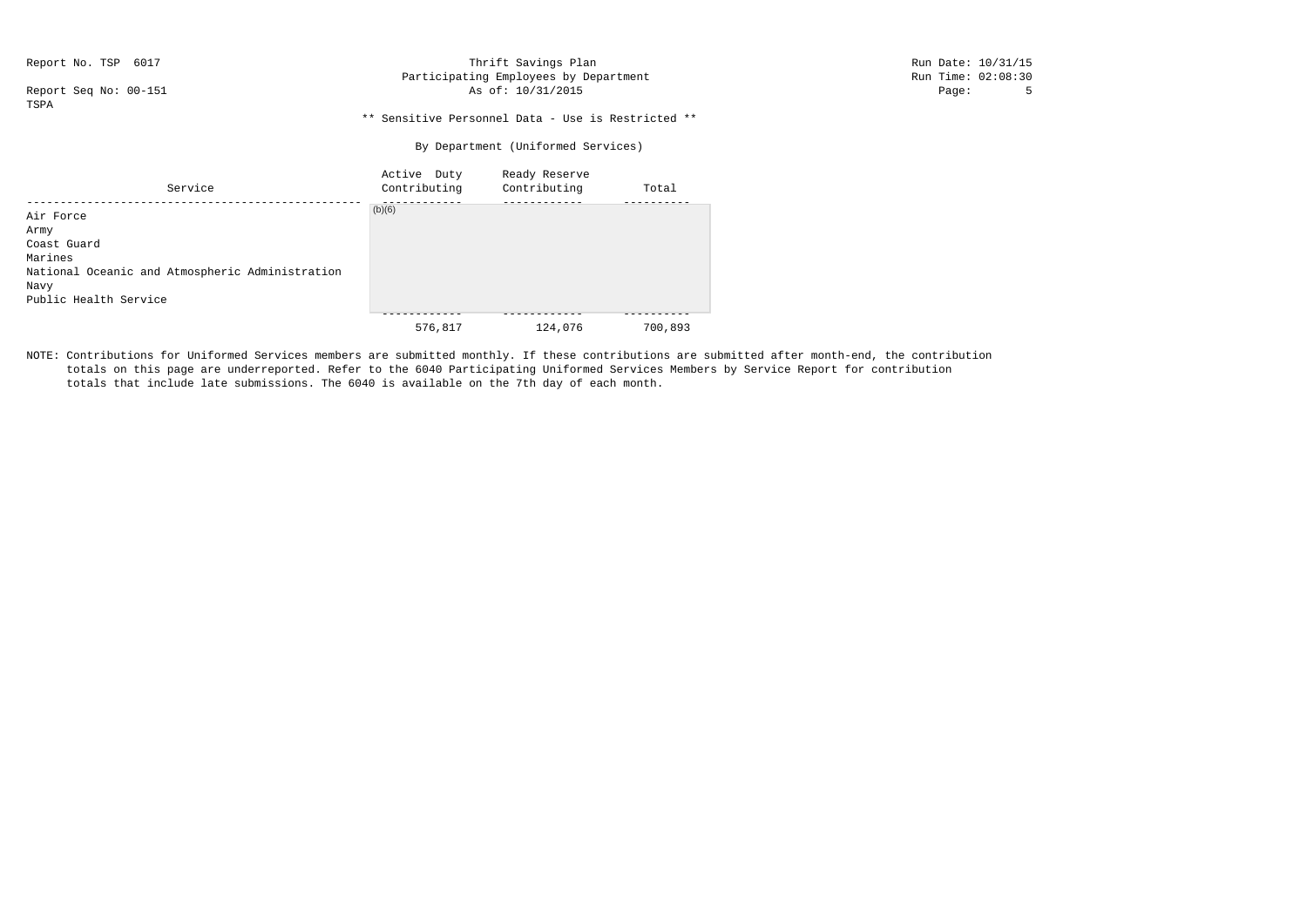Report No. TSP 6017
Report Seq No: 00-151
TSPA

Thrift Savings Plan
Participating Employees by Department
As of: 10/31/2015

Run Date: 10/31/15
Run Time: 02:08:30

** Sensitive Personnel Data - Use is Restricted **

By Department (Uniformed Services)

| Service | Active Duty Contributing | Ready Reserve Contributing | Total |
|---|---|---|---|
| Air Force | (b)(6) | | |
| Army | | | |
| Coast Guard | | | |
| Marines | | | |
| National Oceanic and Atmospheric Administration | | | |
| Navy | | | |
| Public Health Service | | | |
| | 576,817 | 124,076 | 700,893 |

NOTE: Contributions for Uniformed Services members are submitted monthly. If these contributions are submitted after month-end, the contribution totals on this page are underreported. Refer to the 6040 Participating Uniformed Services Members by Service Report for contribution totals that include late submissions. The 6040 is available on the 7th day of each month.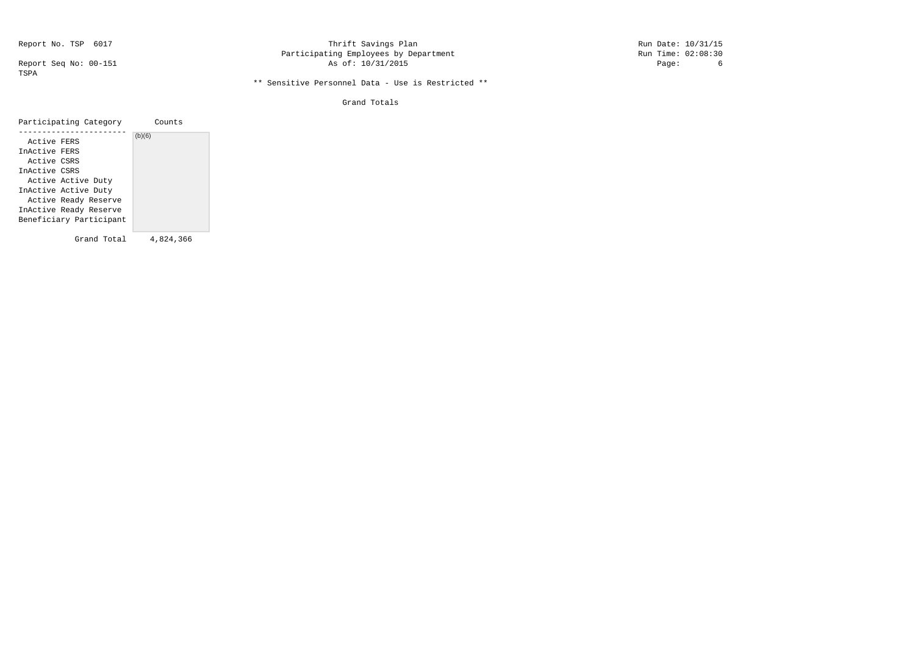Report No. TSP 6017

Report Seq No: 00-151

TSPA

Thrift Savings Plan

Participating Employees by Department

As of: 10/31/2015

Run Date: 10/31/15

Run Time: 02:08:30

** Sensitive Personnel Data - Use is Restricted **

Grand Totals

| Participating Category | Counts |
|---|---|
| Active FERS | (b)(6) |
| InActive FERS | |
| Active CSRS | |
| InActive CSRS | |
| Active Active Duty | |
| InActive Active Duty | |
| Active Ready Reserve | |
| InActive Ready Reserve | |
| Beneficiary Participant | |
| Grand Total | 4,824,366 |